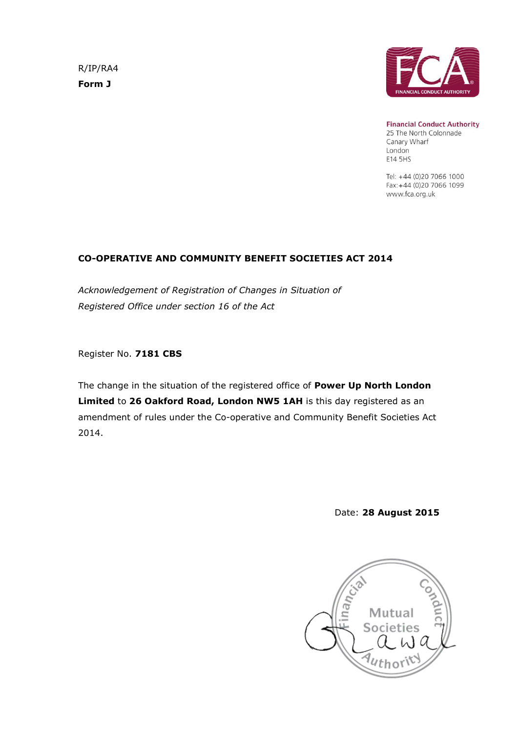R/IP/RA4

**Form J**

**Financial Conduct Authority**
25 The North Colonnade
Canary Wharf
London
E14 5HS

Tel: +44 (0)20 7066 1000
Fax: +44 (0)20 7066 1099
www.fca.org.uk

**CO-OPERATIVE AND COMMUNITY BENEFIT SOCIETIES ACT 2014**

*Acknowledgement of Registration of Changes in Situation of Registered Office under section 16 of the Act*

Register No. **7181 CBS**

The change in the situation of the registered office of **Power Up North London Limited** to **26 Oakford Road, London NW5 1AH** is this day registered as an amendment of rules under the Co-operative and Community Benefit Societies Act 2014.

Date: **28 August 2015**

Financial Conduct Authority
Mutual Societies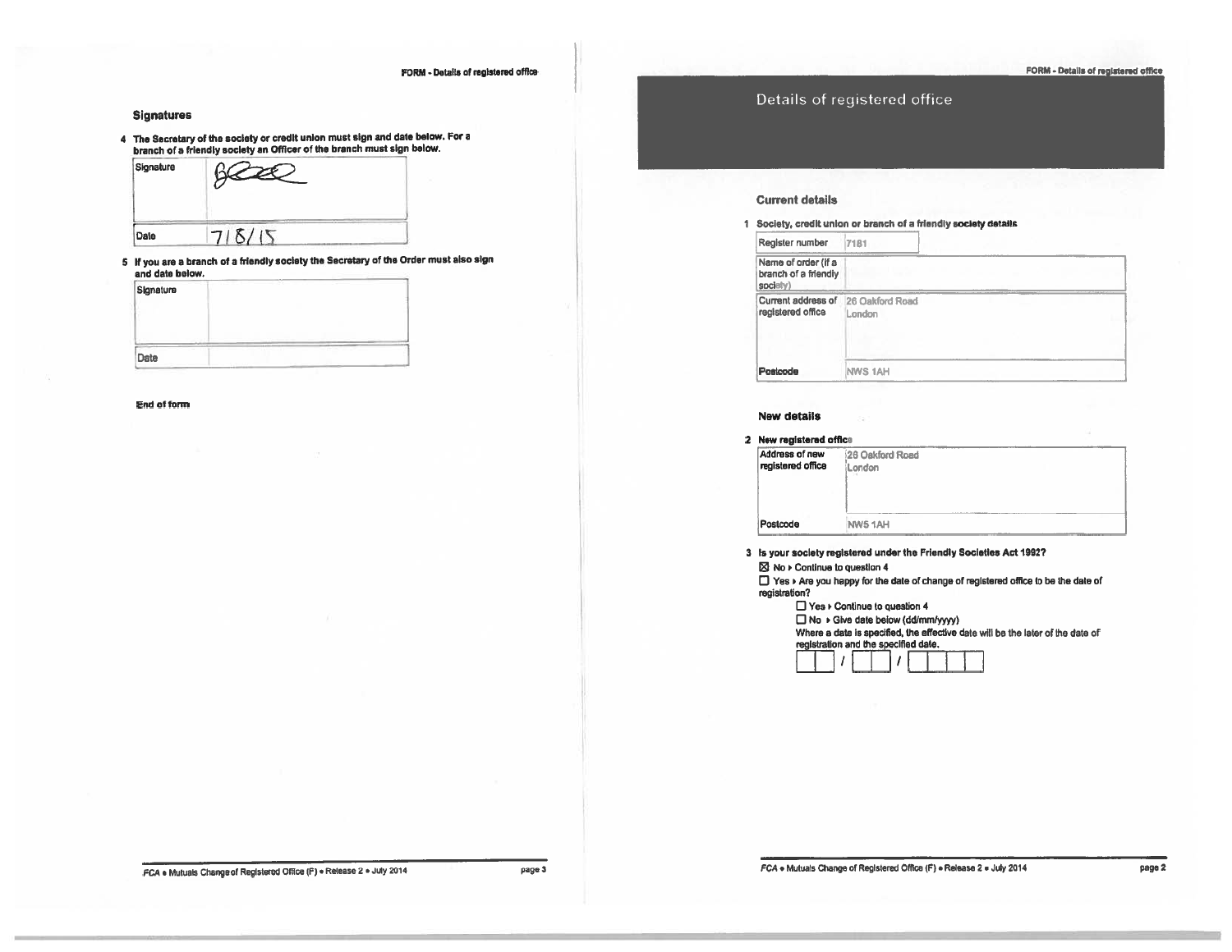## Signatures

**4 The Secretary of the society or credit union must sign and date below. For a branch of a friendly society an Officer of the branch must sign below.**

| | |
|---|---|
| Signature | [signature] |
| Date | 7/8/15 |

**5 If you are a branch of a friendly society the Secretary of the Order must also sign and date below.**

| | |
|---|---|
| Signature | |
| Date | |

**End of form**

# Details of registered office

## Current details

**1 Society, credit union or branch of a friendly society details**

| | |
|---|---|
| Register number | 7181 |
| Name of order (if a branch of a friendly society) | |
| Current address of registered office | 26 Oakford Road<br>London |
| Postcode | NW5 1AH |

## New details

**2 New registered office**

| | |
|---|---|
| Address of new registered office | 26 Oakford Road<br>London |
| Postcode | NW5 1AH |

**3 Is your society registered under the Friendly Societies Act 1992?**

☒ No ▸ Continue to question 4

☐ Yes ▸ Are you happy for the date of change of registered office to be the date of registration?

- ☐ Yes ▸ Continue to question 4
- ☐ No ▸ Give date below (dd/mm/yyyy)

Where a date is specified, the effective date will be the later of the date of registration and the specified date.

__ __ / __ __ / __ __ __ __